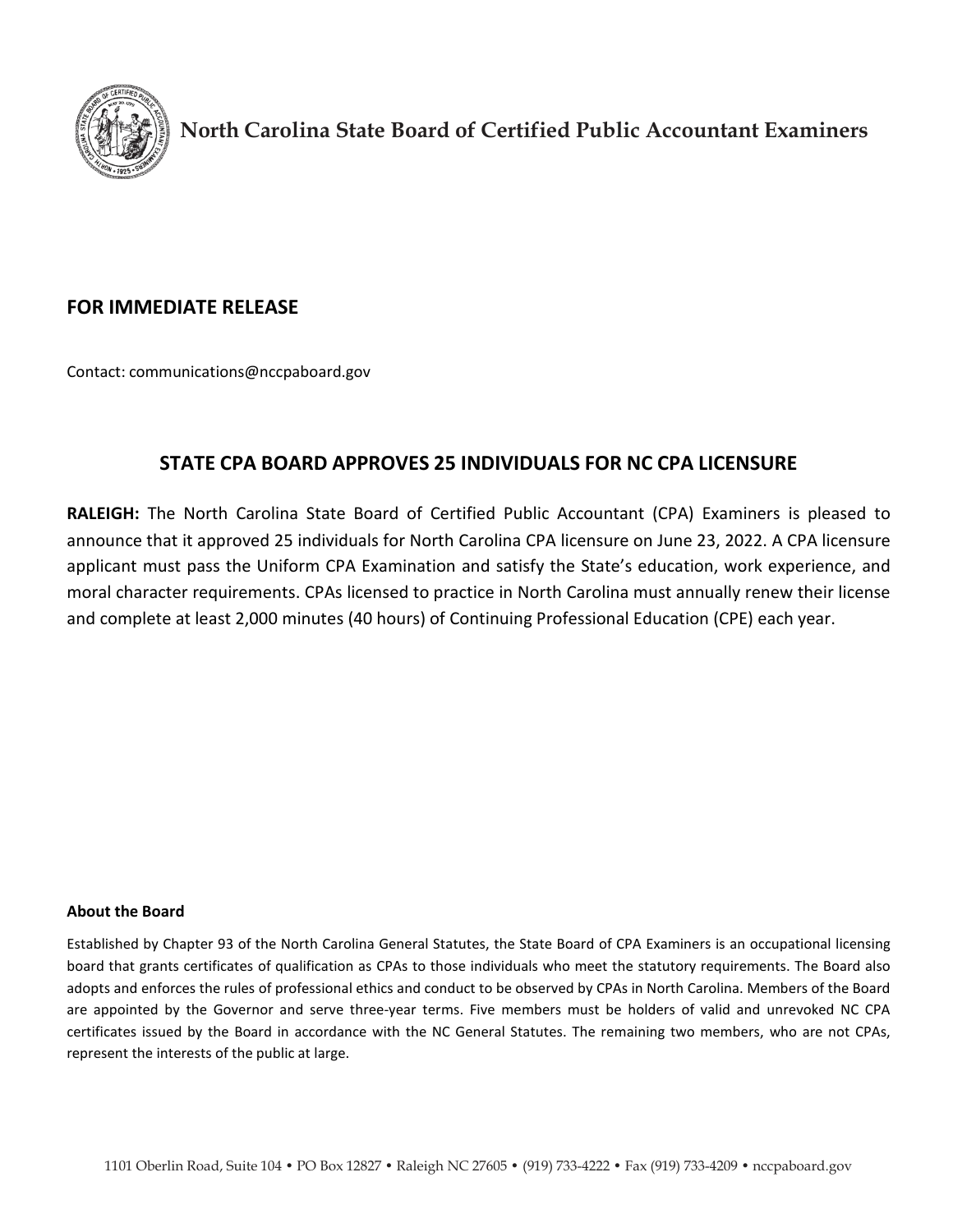**North Carolina State Board of Certified Public Accountant Examiners**

## FOR IMMEDIATE RELEASE

Contact: communications@nccpaboard.gov

## STATE CPA BOARD APPROVES 25 INDIVIDUALS FOR NC CPA LICENSURE

**RALEIGH:** The North Carolina State Board of Certified Public Accountant (CPA) Examiners is pleased to announce that it approved 25 individuals for North Carolina CPA licensure on June 23, 2022. A CPA licensure applicant must pass the Uniform CPA Examination and satisfy the State's education, work experience, and moral character requirements. CPAs licensed to practice in North Carolina must annually renew their license and complete at least 2,000 minutes (40 hours) of Continuing Professional Education (CPE) each year.

**About the Board**

Established by Chapter 93 of the North Carolina General Statutes, the State Board of CPA Examiners is an occupational licensing board that grants certificates of qualification as CPAs to those individuals who meet the statutory requirements. The Board also adopts and enforces the rules of professional ethics and conduct to be observed by CPAs in North Carolina. Members of the Board are appointed by the Governor and serve three-year terms. Five members must be holders of valid and unrevoked NC CPA certificates issued by the Board in accordance with the NC General Statutes. The remaining two members, who are not CPAs, represent the interests of the public at large.

1101 Oberlin Road, Suite 104 • PO Box 12827 • Raleigh NC 27605 • (919) 733-4222 • Fax (919) 733-4209 • nccpaboard.gov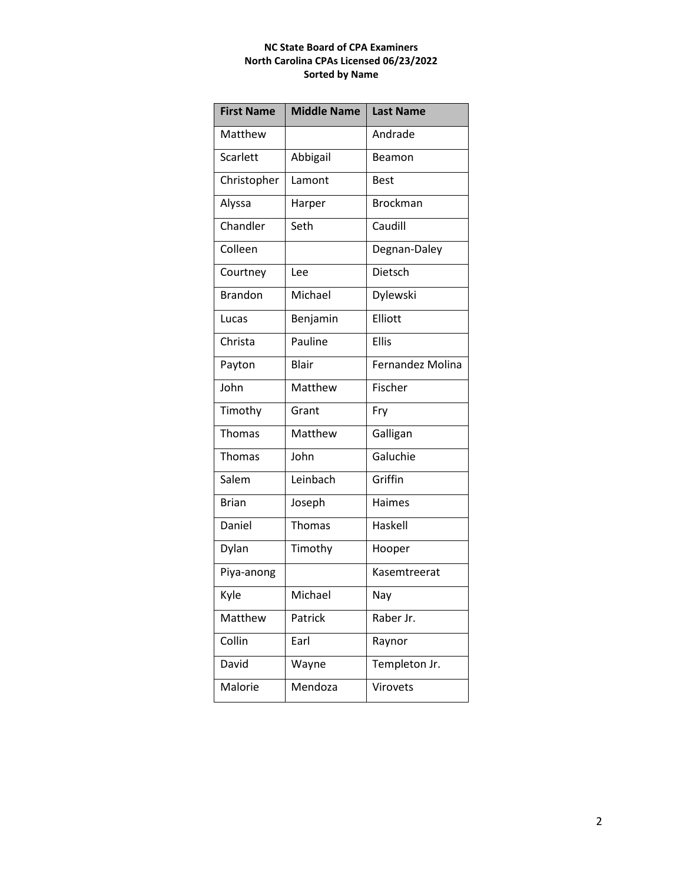**NC State Board of CPA Examiners**
**North Carolina CPAs Licensed 06/23/2022**
**Sorted by Name**

| First Name | Middle Name | Last Name |
|---|---|---|
| Matthew | | Andrade |
| Scarlett | Abbigail | Beamon |
| Christopher | Lamont | Best |
| Alyssa | Harper | Brockman |
| Chandler | Seth | Caudill |
| Colleen | | Degnan-Daley |
| Courtney | Lee | Dietsch |
| Brandon | Michael | Dylewski |
| Lucas | Benjamin | Elliott |
| Christa | Pauline | Ellis |
| Payton | Blair | Fernandez Molina |
| John | Matthew | Fischer |
| Timothy | Grant | Fry |
| Thomas | Matthew | Galligan |
| Thomas | John | Galuchie |
| Salem | Leinbach | Griffin |
| Brian | Joseph | Haimes |
| Daniel | Thomas | Haskell |
| Dylan | Timothy | Hooper |
| Piya-anong | | Kasemtreerat |
| Kyle | Michael | Nay |
| Matthew | Patrick | Raber Jr. |
| Collin | Earl | Raynor |
| David | Wayne | Templeton Jr. |
| Malorie | Mendoza | Virovets |